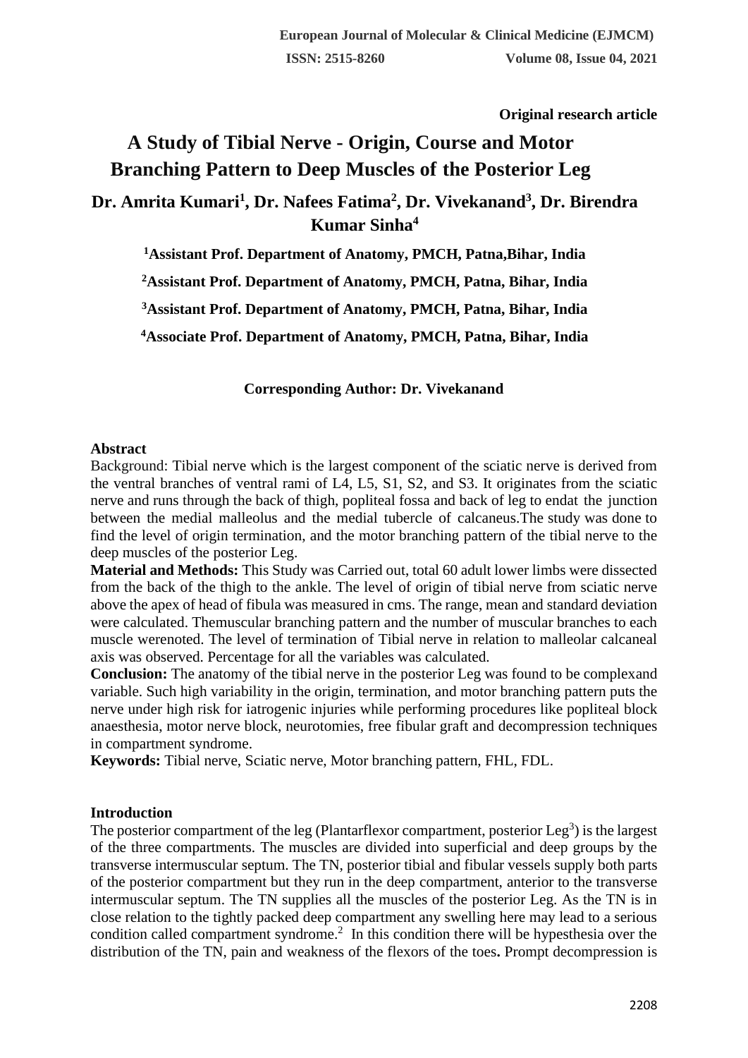**Original research article**

# A Study of Tibial Nerve - Origin, Course and Motor Branching Pattern to Deep Muscles of the Posterior Leg

**Dr. Amrita Kumari[1], Dr. Nafees Fatima[2], Dr. Vivekanand[3], Dr. Birendra Kumar Sinha[4]**

**[1]Assistant Prof. Department of Anatomy, PMCH, Patna,Bihar, India**

**[2]Assistant Prof. Department of Anatomy, PMCH, Patna, Bihar, India**

**[3]Assistant Prof. Department of Anatomy, PMCH, Patna, Bihar, India**

**[4]Associate Prof. Department of Anatomy, PMCH, Patna, Bihar, India**

**Corresponding Author: Dr. Vivekanand**

## Abstract

Background: Tibial nerve which is the largest component of the sciatic nerve is derived from the ventral branches of ventral rami of L4, L5, S1, S2, and S3. It originates from the sciatic nerve and runs through the back of thigh, popliteal fossa and back of leg to endat the junction between the medial malleolus and the medial tubercle of calcaneus.The study was done to find the level of origin termination, and the motor branching pattern of the tibial nerve to the deep muscles of the posterior Leg.

**Material and Methods:** This Study was Carried out, total 60 adult lower limbs were dissected from the back of the thigh to the ankle. The level of origin of tibial nerve from sciatic nerve above the apex of head of fibula was measured in cms. The range, mean and standard deviation were calculated. Themuscular branching pattern and the number of muscular branches to each muscle werenoted. The level of termination of Tibial nerve in relation to malleolar calcaneal axis was observed. Percentage for all the variables was calculated.

**Conclusion:** The anatomy of the tibial nerve in the posterior Leg was found to be complexand variable. Such high variability in the origin, termination, and motor branching pattern puts the nerve under high risk for iatrogenic injuries while performing procedures like popliteal block anaesthesia, motor nerve block, neurotomies, free fibular graft and decompression techniques in compartment syndrome.

**Keywords:** Tibial nerve, Sciatic nerve, Motor branching pattern, FHL, FDL.

## Introduction

The posterior compartment of the leg (Plantarflexor compartment, posterior Leg[3]) is the largest of the three compartments. The muscles are divided into superficial and deep groups by the transverse intermuscular septum. The TN, posterior tibial and fibular vessels supply both parts of the posterior compartment but they run in the deep compartment, anterior to the transverse intermuscular septum. The TN supplies all the muscles of the posterior Leg. As the TN is in close relation to the tightly packed deep compartment any swelling here may lead to a serious condition called compartment syndrome.[2] In this condition there will be hypesthesia over the distribution of the TN, pain and weakness of the flexors of the toes**.** Prompt decompression is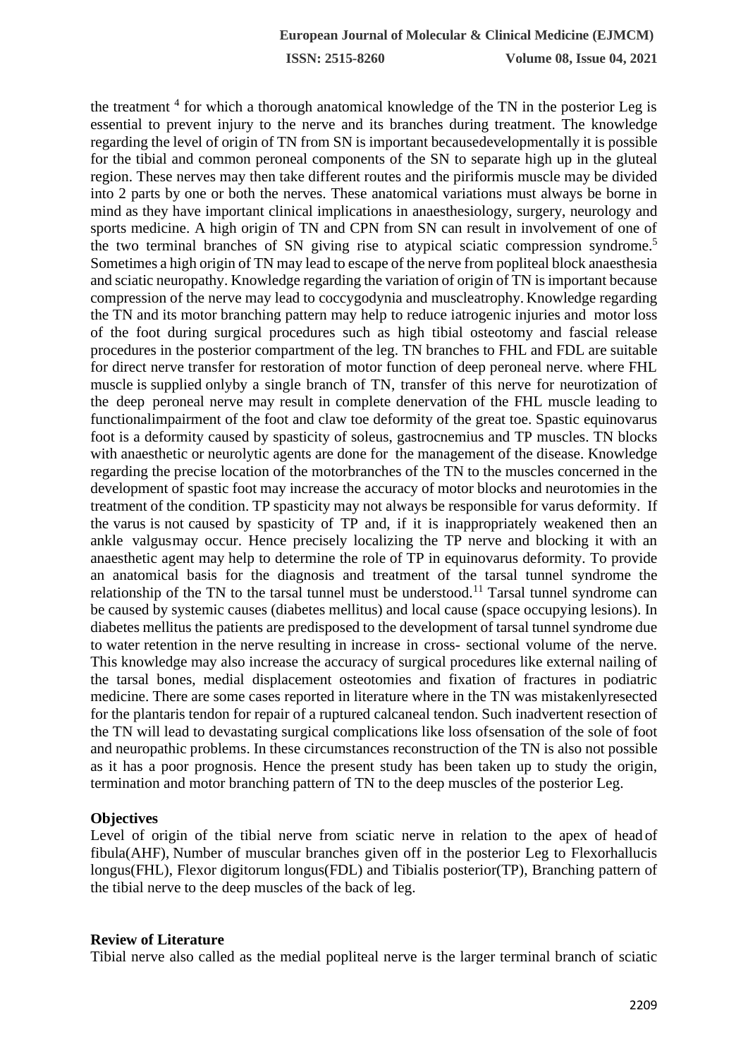the treatment [4] for which a thorough anatomical knowledge of the TN in the posterior Leg is essential to prevent injury to the nerve and its branches during treatment. The knowledge regarding the level of origin of TN from SN is important becausedevelopmentally it is possible for the tibial and common peroneal components of the SN to separate high up in the gluteal region. These nerves may then take different routes and the piriformis muscle may be divided into 2 parts by one or both the nerves. These anatomical variations must always be borne in mind as they have important clinical implications in anaesthesiology, surgery, neurology and sports medicine. A high origin of TN and CPN from SN can result in involvement of one of the two terminal branches of SN giving rise to atypical sciatic compression syndrome.[5] Sometimes a high origin of TN may lead to escape of the nerve from popliteal block anaesthesia and sciatic neuropathy. Knowledge regarding the variation of origin of TN is important because compression of the nerve may lead to coccygodynia and muscleatrophy. Knowledge regarding the TN and its motor branching pattern may help to reduce iatrogenic injuries and motor loss of the foot during surgical procedures such as high tibial osteotomy and fascial release procedures in the posterior compartment of the leg. TN branches to FHL and FDL are suitable for direct nerve transfer for restoration of motor function of deep peroneal nerve. where FHL muscle is supplied onlyby a single branch of TN, transfer of this nerve for neurotization of the deep peroneal nerve may result in complete denervation of the FHL muscle leading to functionalimpairment of the foot and claw toe deformity of the great toe. Spastic equinovarus foot is a deformity caused by spasticity of soleus, gastrocnemius and TP muscles. TN blocks with anaesthetic or neurolytic agents are done for the management of the disease. Knowledge regarding the precise location of the motorbranches of the TN to the muscles concerned in the development of spastic foot may increase the accuracy of motor blocks and neurotomies in the treatment of the condition. TP spasticity may not always be responsible for varus deformity. If the varus is not caused by spasticity of TP and, if it is inappropriately weakened then an ankle valgusmay occur. Hence precisely localizing the TP nerve and blocking it with an anaesthetic agent may help to determine the role of TP in equinovarus deformity. To provide an anatomical basis for the diagnosis and treatment of the tarsal tunnel syndrome the relationship of the TN to the tarsal tunnel must be understood.[11] Tarsal tunnel syndrome can be caused by systemic causes (diabetes mellitus) and local cause (space occupying lesions). In diabetes mellitus the patients are predisposed to the development of tarsal tunnel syndrome due to water retention in the nerve resulting in increase in cross- sectional volume of the nerve. This knowledge may also increase the accuracy of surgical procedures like external nailing of the tarsal bones, medial displacement osteotomies and fixation of fractures in podiatric medicine. There are some cases reported in literature where in the TN was mistakenlyresected for the plantaris tendon for repair of a ruptured calcaneal tendon. Such inadvertent resection of the TN will lead to devastating surgical complications like loss ofsensation of the sole of foot and neuropathic problems. In these circumstances reconstruction of the TN is also not possible as it has a poor prognosis. Hence the present study has been taken up to study the origin, termination and motor branching pattern of TN to the deep muscles of the posterior Leg.

## Objectives

Level of origin of the tibial nerve from sciatic nerve in relation to the apex of head of fibula(AHF), Number of muscular branches given off in the posterior Leg to Flexorhallucis longus(FHL), Flexor digitorum longus(FDL) and Tibialis posterior(TP), Branching pattern of the tibial nerve to the deep muscles of the back of leg.

## Review of Literature

Tibial nerve also called as the medial popliteal nerve is the larger terminal branch of sciatic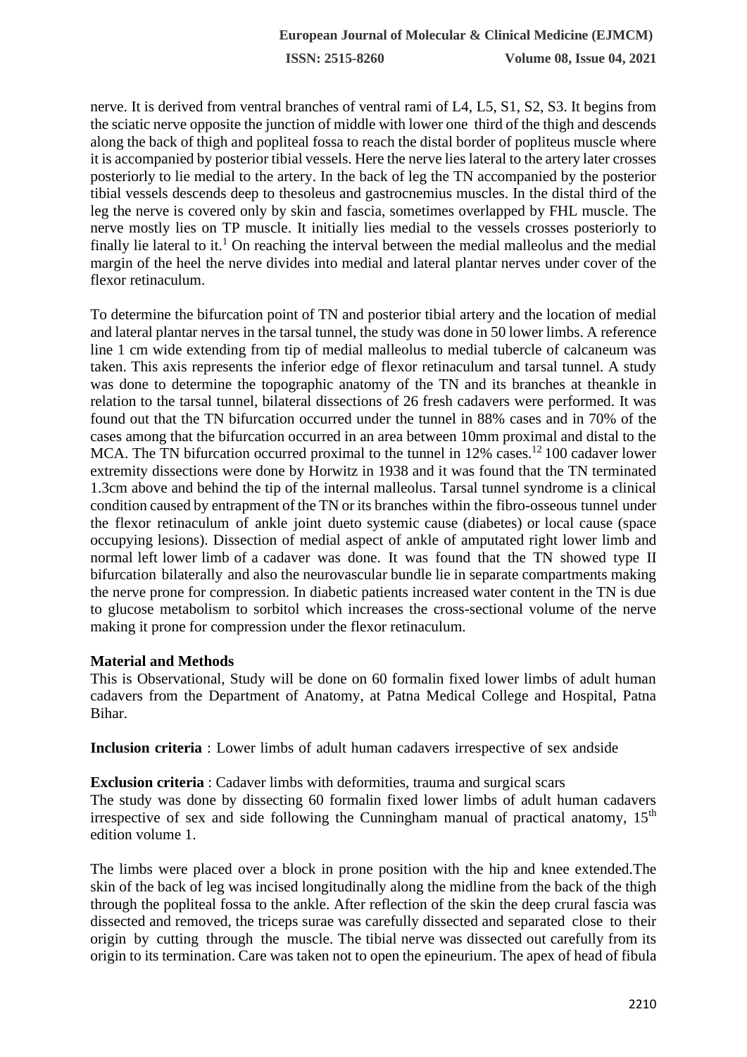nerve. It is derived from ventral branches of ventral rami of L4, L5, S1, S2, S3. It begins from the sciatic nerve opposite the junction of middle with lower one third of the thigh and descends along the back of thigh and popliteal fossa to reach the distal border of popliteus muscle where it is accompanied by posterior tibial vessels. Here the nerve lies lateral to the artery later crosses posteriorly to lie medial to the artery. In the back of leg the TN accompanied by the posterior tibial vessels descends deep to thesoleus and gastrocnemius muscles. In the distal third of the leg the nerve is covered only by skin and fascia, sometimes overlapped by FHL muscle. The nerve mostly lies on TP muscle. It initially lies medial to the vessels crosses posteriorly to finally lie lateral to it.[1] On reaching the interval between the medial malleolus and the medial margin of the heel the nerve divides into medial and lateral plantar nerves under cover of the flexor retinaculum.

To determine the bifurcation point of TN and posterior tibial artery and the location of medial and lateral plantar nerves in the tarsal tunnel, the study was done in 50 lower limbs. A reference line 1 cm wide extending from tip of medial malleolus to medial tubercle of calcaneum was taken. This axis represents the inferior edge of flexor retinaculum and tarsal tunnel. A study was done to determine the topographic anatomy of the TN and its branches at theankle in relation to the tarsal tunnel, bilateral dissections of 26 fresh cadavers were performed. It was found out that the TN bifurcation occurred under the tunnel in 88% cases and in 70% of the cases among that the bifurcation occurred in an area between 10mm proximal and distal to the MCA. The TN bifurcation occurred proximal to the tunnel in 12% cases.[12] 100 cadaver lower extremity dissections were done by Horwitz in 1938 and it was found that the TN terminated 1.3cm above and behind the tip of the internal malleolus. Tarsal tunnel syndrome is a clinical condition caused by entrapment of the TN or its branches within the fibro-osseous tunnel under the flexor retinaculum of ankle joint dueto systemic cause (diabetes) or local cause (space occupying lesions). Dissection of medial aspect of ankle of amputated right lower limb and normal left lower limb of a cadaver was done. It was found that the TN showed type II bifurcation bilaterally and also the neurovascular bundle lie in separate compartments making the nerve prone for compression. In diabetic patients increased water content in the TN is due to glucose metabolism to sorbitol which increases the cross-sectional volume of the nerve making it prone for compression under the flexor retinaculum.

**Material and Methods**

This is Observational, Study will be done on 60 formalin fixed lower limbs of adult human cadavers from the Department of Anatomy, at Patna Medical College and Hospital, Patna Bihar.

**Inclusion criteria** : Lower limbs of adult human cadavers irrespective of sex andside

**Exclusion criteria** : Cadaver limbs with deformities, trauma and surgical scars

The study was done by dissecting 60 formalin fixed lower limbs of adult human cadavers irrespective of sex and side following the Cunningham manual of practical anatomy, 15th edition volume 1.

The limbs were placed over a block in prone position with the hip and knee extended.The skin of the back of leg was incised longitudinally along the midline from the back of the thigh through the popliteal fossa to the ankle. After reflection of the skin the deep crural fascia was dissected and removed, the triceps surae was carefully dissected and separated close to their origin by cutting through the muscle. The tibial nerve was dissected out carefully from its origin to its termination. Care was taken not to open the epineurium. The apex of head of fibula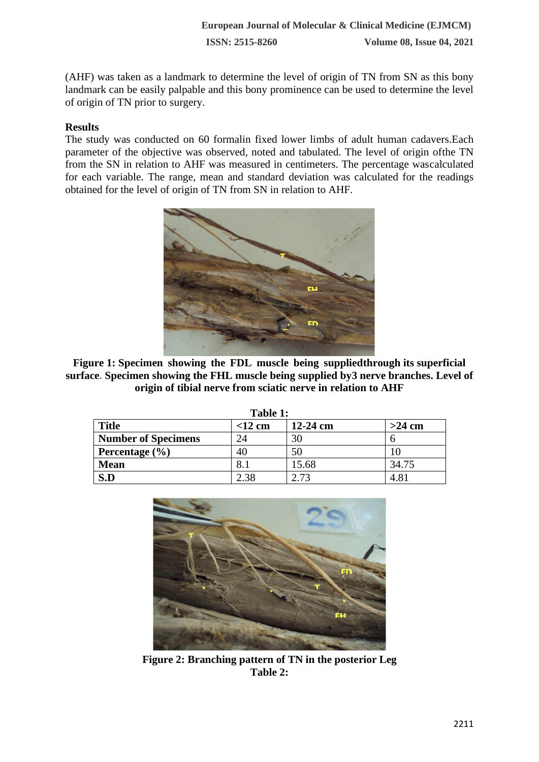(AHF) was taken as a landmark to determine the level of origin of TN from SN as this bony landmark can be easily palpable and this bony prominence can be used to determine the level of origin of TN prior to surgery.

## Results

The study was conducted on 60 formalin fixed lower limbs of adult human cadavers.Each parameter of the objective was observed, noted and tabulated. The level of origin ofthe TN from the SN in relation to AHF was measured in centimeters. The percentage wascalculated for each variable. The range, mean and standard deviation was calculated for the readings obtained for the level of origin of TN from SN in relation to AHF.

**Figure 1: Specimen showing the FDL muscle being suppliedthrough its superficial surface. Specimen showing the FHL muscle being supplied by3 nerve branches. Level of origin of tibial nerve from sciatic nerve in relation to AHF**

**Table 1:**

| Title | <12 cm | 12-24 cm | >24 cm |
|---|---|---|---|
| Number of Specimens | 24 | 30 | 6 |
| Percentage (%) | 40 | 50 | 10 |
| Mean | 8.1 | 15.68 | 34.75 |
| S.D | 2.38 | 2.73 | 4.81 |

**Figure 2: Branching pattern of TN in the posterior Leg**

**Table 2:**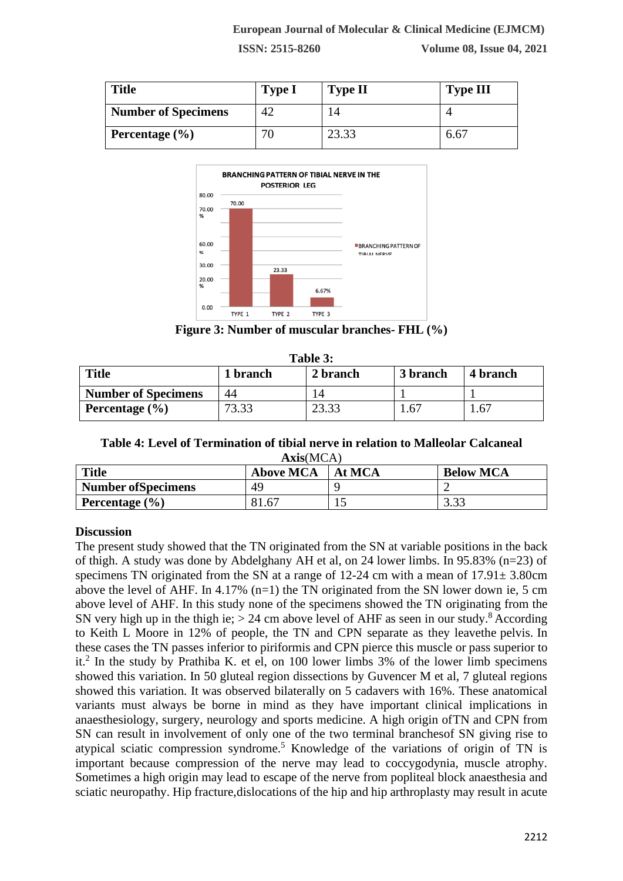| Title | Type I | Type II | Type III |
| --- | --- | --- | --- |
| Number of Specimens | 42 | 14 | 4 |
| Percentage (%) | 70 | 23.33 | 6.67 |

**Figure 3: Number of muscular branches- FHL (%)**

**Table 3:**

| Title | 1 branch | 2 branch | 3 branch | 4 branch |
| --- | --- | --- | --- | --- |
| Number of Specimens | 44 | 14 | 1 | 1 |
| Percentage (%) | 73.33 | 23.33 | 1.67 | 1.67 |

**Table 4: Level of Termination of tibial nerve in relation to Malleolar Calcaneal Axis**(MCA)

| Title | Above MCA | At MCA | Below MCA |
| --- | --- | --- | --- |
| Number ofSpecimens | 49 | 9 | 2 |
| Percentage (%) | 81.67 | 15 | 3.33 |

**Discussion**

The present study showed that the TN originated from the SN at variable positions in the back of thigh. A study was done by Abdelghany AH et al, on 24 lower limbs. In 95.83% (n=23) of specimens TN originated from the SN at a range of 12-24 cm with a mean of 17.91± 3.80cm above the level of AHF. In 4.17% (n=1) the TN originated from the SN lower down ie, 5 cm above level of AHF. In this study none of the specimens showed the TN originating from the SN very high up in the thigh ie; > 24 cm above level of AHF as seen in our study.[8] According to Keith L Moore in 12% of people, the TN and CPN separate as they leavethe pelvis. In these cases the TN passes inferior to piriformis and CPN pierce this muscle or pass superior to it.[2] In the study by Prathiba K. et el, on 100 lower limb specimens 3% of the lower limbs showed this variation. In 50 gluteal region dissections by Guvencer M et al, 7 gluteal regions showed this variation. It was observed bilaterally on 5 cadavers with 16%. These anatomical variants must always be borne in mind as they have important clinical implications in anaesthesiology, surgery, neurology and sports medicine. A high origin ofTN and CPN from SN can result in involvement of only one of the two terminal branchesof SN giving rise to atypical sciatic compression syndrome.[5] Knowledge of the variations of origin of TN is important because compression of the nerve may lead to coccygodynia, muscle atrophy. Sometimes a high origin may lead to escape of the nerve from popliteal block anaesthesia and sciatic neuropathy. Hip fracture,dislocations of the hip and hip arthroplasty may result in acute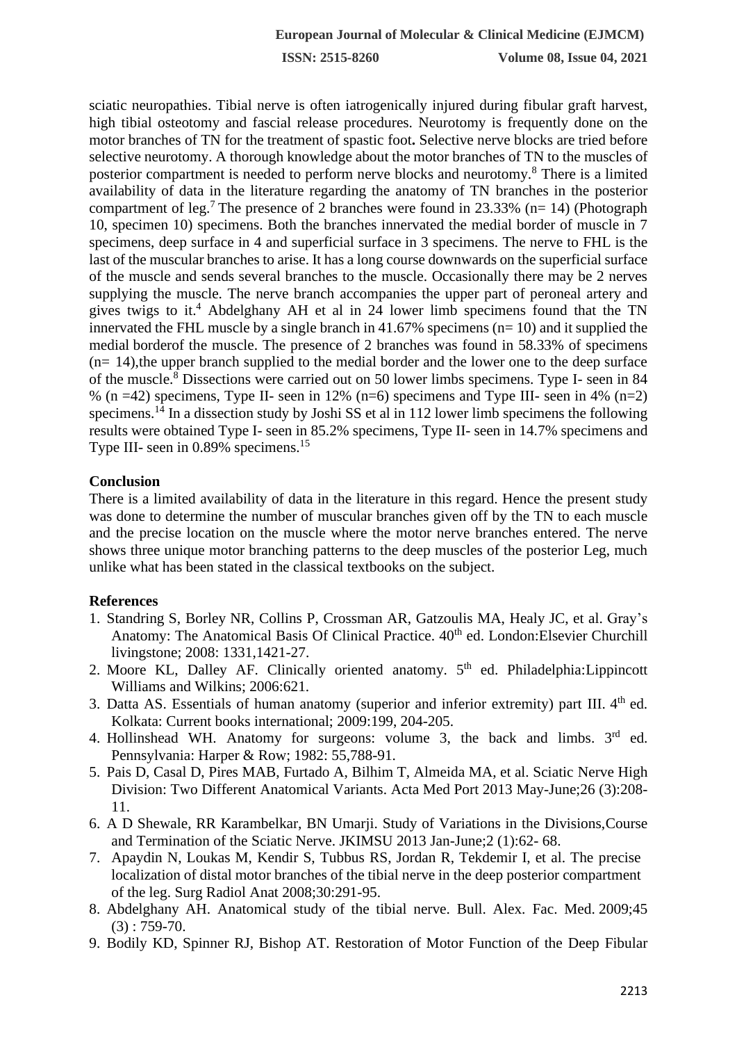sciatic neuropathies. Tibial nerve is often iatrogenically injured during fibular graft harvest, high tibial osteotomy and fascial release procedures. Neurotomy is frequently done on the motor branches of TN for the treatment of spastic foot**.** Selective nerve blocks are tried before selective neurotomy. A thorough knowledge about the motor branches of TN to the muscles of posterior compartment is needed to perform nerve blocks and neurotomy.[8] There is a limited availability of data in the literature regarding the anatomy of TN branches in the posterior compartment of leg.[7] The presence of 2 branches were found in 23.33% (n= 14) (Photograph 10, specimen 10) specimens. Both the branches innervated the medial border of muscle in 7 specimens, deep surface in 4 and superficial surface in 3 specimens. The nerve to FHL is the last of the muscular branches to arise. It has a long course downwards on the superficial surface of the muscle and sends several branches to the muscle. Occasionally there may be 2 nerves supplying the muscle. The nerve branch accompanies the upper part of peroneal artery and gives twigs to it.[4] Abdelghany AH et al in 24 lower limb specimens found that the TN innervated the FHL muscle by a single branch in 41.67% specimens (n= 10) and it supplied the medial borderof the muscle. The presence of 2 branches was found in 58.33% of specimens (n= 14),the upper branch supplied to the medial border and the lower one to the deep surface of the muscle.[8] Dissections were carried out on 50 lower limbs specimens. Type I- seen in 84 % (n =42) specimens, Type II- seen in 12% (n=6) specimens and Type III- seen in 4% (n=2) specimens.[14] In a dissection study by Joshi SS et al in 112 lower limb specimens the following results were obtained Type I- seen in 85.2% specimens, Type II- seen in 14.7% specimens and Type III- seen in 0.89% specimens.[15]

## Conclusion

There is a limited availability of data in the literature in this regard. Hence the present study was done to determine the number of muscular branches given off by the TN to each muscle and the precise location on the muscle where the motor nerve branches entered. The nerve shows three unique motor branching patterns to the deep muscles of the posterior Leg, much unlike what has been stated in the classical textbooks on the subject.

## References

1. Standring S, Borley NR, Collins P, Crossman AR, Gatzoulis MA, Healy JC, et al. Gray's Anatomy: The Anatomical Basis Of Clinical Practice. 40th ed. London:Elsevier Churchill livingstone; 2008: 1331,1421-27.
2. Moore KL, Dalley AF. Clinically oriented anatomy. 5th ed. Philadelphia:Lippincott Williams and Wilkins; 2006:621.
3. Datta AS. Essentials of human anatomy (superior and inferior extremity) part III. 4th ed. Kolkata: Current books international; 2009:199, 204-205.
4. Hollinshead WH. Anatomy for surgeons: volume 3, the back and limbs. 3rd ed. Pennsylvania: Harper & Row; 1982: 55,788-91.
5. Pais D, Casal D, Pires MAB, Furtado A, Bilhim T, Almeida MA, et al. Sciatic Nerve High Division: Two Different Anatomical Variants. Acta Med Port 2013 May-June;26 (3):208-11.
6. A D Shewale, RR Karambelkar, BN Umarji. Study of Variations in the Divisions,Course and Termination of the Sciatic Nerve. JKIMSU 2013 Jan-June;2 (1):62- 68.
7. Apaydin N, Loukas M, Kendir S, Tubbus RS, Jordan R, Tekdemir I, et al. The precise localization of distal motor branches of the tibial nerve in the deep posterior compartment of the leg. Surg Radiol Anat 2008;30:291-95.
8. Abdelghany AH. Anatomical study of the tibial nerve. Bull. Alex. Fac. Med. 2009;45 (3) : 759-70.
9. Bodily KD, Spinner RJ, Bishop AT. Restoration of Motor Function of the Deep Fibular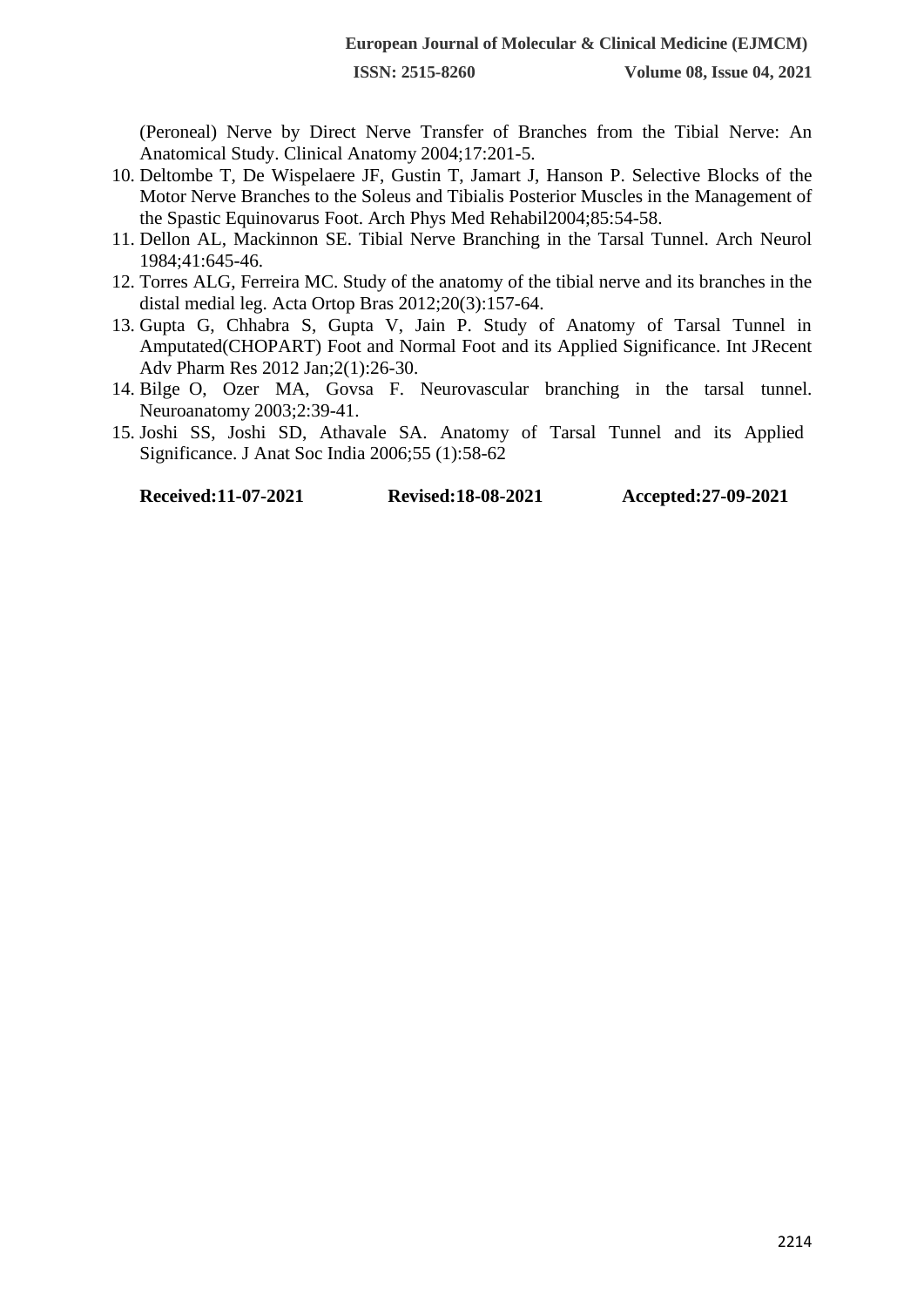(Peroneal) Nerve by Direct Nerve Transfer of Branches from the Tibial Nerve: An Anatomical Study. Clinical Anatomy 2004;17:201-5.

10. Deltombe T, De Wispelaere JF, Gustin T, Jamart J, Hanson P. Selective Blocks of the Motor Nerve Branches to the Soleus and Tibialis Posterior Muscles in the Management of the Spastic Equinovarus Foot. Arch Phys Med Rehabil2004;85:54-58.
11. Dellon AL, Mackinnon SE. Tibial Nerve Branching in the Tarsal Tunnel. Arch Neurol 1984;41:645-46.
12. Torres ALG, Ferreira MC. Study of the anatomy of the tibial nerve and its branches in the distal medial leg. Acta Ortop Bras 2012;20(3):157-64.
13. Gupta G, Chhabra S, Gupta V, Jain P. Study of Anatomy of Tarsal Tunnel in Amputated(CHOPART) Foot and Normal Foot and its Applied Significance. Int JRecent Adv Pharm Res 2012 Jan;2(1):26-30.
14. Bilge O, Ozer MA, Govsa F. Neurovascular branching in the tarsal tunnel. Neuroanatomy 2003;2:39-41.
15. Joshi SS, Joshi SD, Athavale SA. Anatomy of Tarsal Tunnel and its Applied Significance. J Anat Soc India 2006;55 (1):58-62

**Received:11-07-2021** **Revised:18-08-2021** **Accepted:27-09-2021**